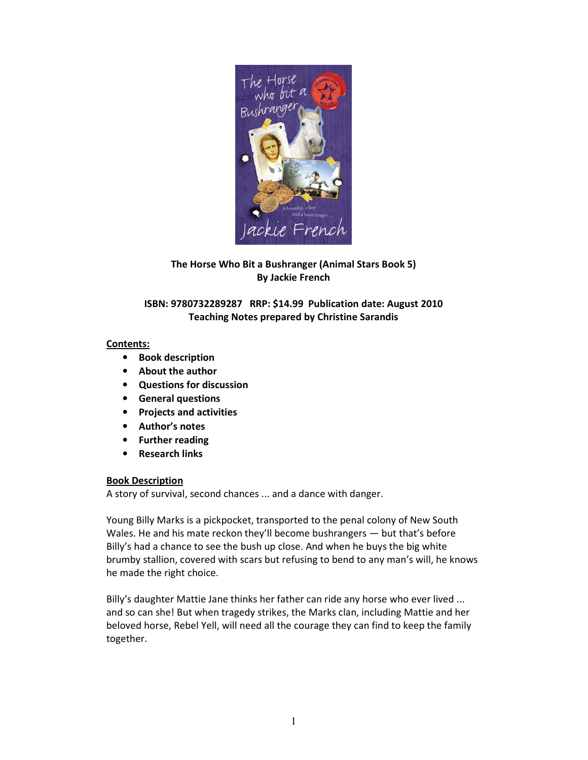**The Horse Who Bit a Bushranger (Animal Stars Book 5)**
**By Jackie French**

**ISBN: 9780732289287 RRP: $14.99 Publication date: August 2010**
**Teaching Notes prepared by Christine Sarandis**

**Contents:**

- **Book description**
- **About the author**
- **Questions for discussion**
- **General questions**
- **Projects and activities**
- **Author's notes**
- **Further reading**
- **Research links**

## Book Description

A story of survival, second chances ... and a dance with danger.

Young Billy Marks is a pickpocket, transported to the penal colony of New South Wales. He and his mate reckon they'll become bushrangers — but that's before Billy's had a chance to see the bush up close. And when he buys the big white brumby stallion, covered with scars but refusing to bend to any man's will, he knows he made the right choice.

Billy's daughter Mattie Jane thinks her father can ride any horse who ever lived ... and so can she! But when tragedy strikes, the Marks clan, including Mattie and her beloved horse, Rebel Yell, will need all the courage they can find to keep the family together.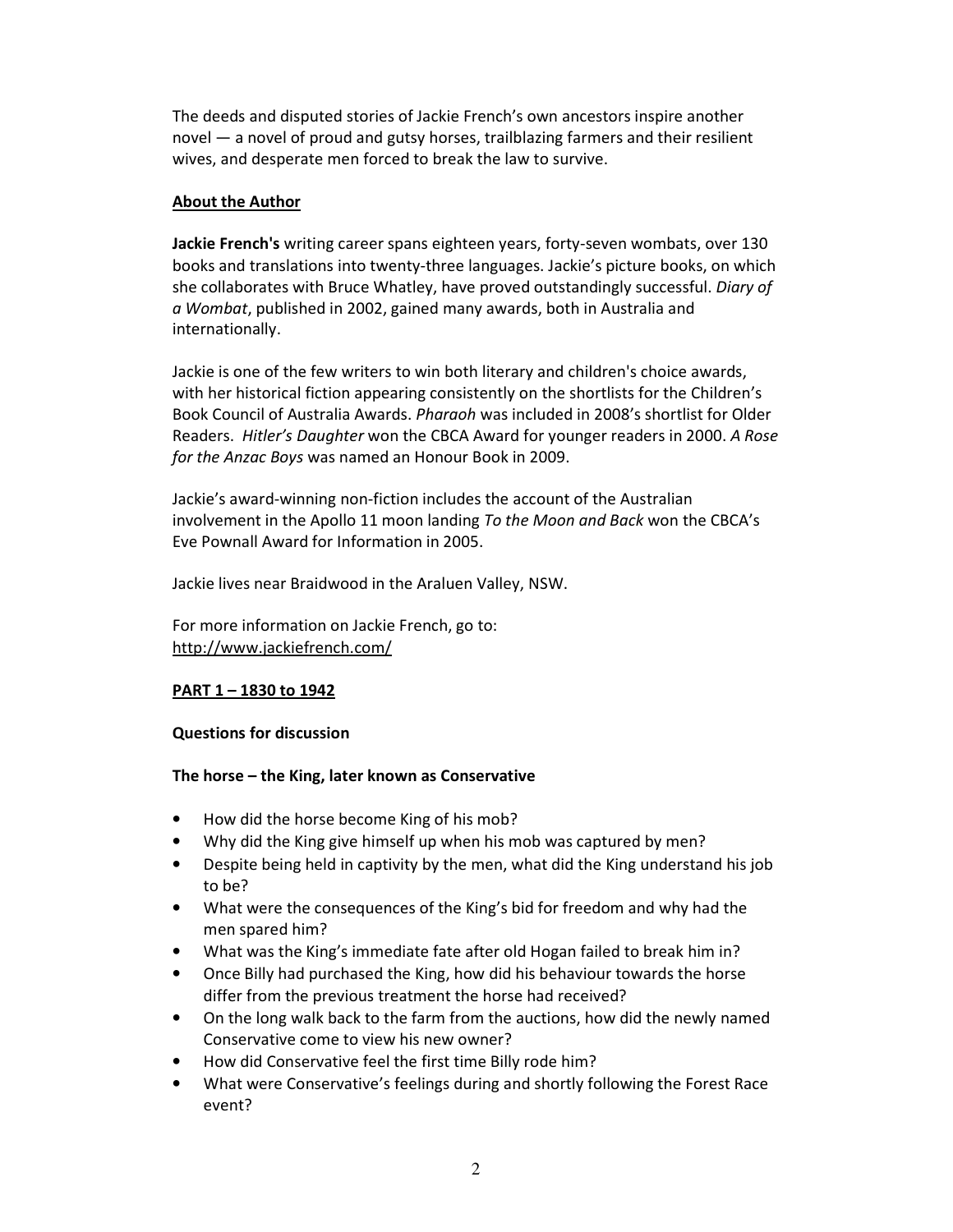The deeds and disputed stories of Jackie French's own ancestors inspire another novel — a novel of proud and gutsy horses, trailblazing farmers and their resilient wives, and desperate men forced to break the law to survive.

## About the Author

**Jackie French's** writing career spans eighteen years, forty-seven wombats, over 130 books and translations into twenty-three languages. Jackie's picture books, on which she collaborates with Bruce Whatley, have proved outstandingly successful. *Diary of a Wombat*, published in 2002, gained many awards, both in Australia and internationally.

Jackie is one of the few writers to win both literary and children's choice awards, with her historical fiction appearing consistently on the shortlists for the Children's Book Council of Australia Awards. *Pharaoh* was included in 2008's shortlist for Older Readers. *Hitler's Daughter* won the CBCA Award for younger readers in 2000. *A Rose for the Anzac Boys* was named an Honour Book in 2009.

Jackie's award-winning non-fiction includes the account of the Australian involvement in the Apollo 11 moon landing *To the Moon and Back* won the CBCA's Eve Pownall Award for Information in 2005.

Jackie lives near Braidwood in the Araluen Valley, NSW.

For more information on Jackie French, go to:
http://www.jackiefrench.com/

## PART 1 – 1830 to 1942

### Questions for discussion

#### The horse – the King, later known as Conservative

- How did the horse become King of his mob?
- Why did the King give himself up when his mob was captured by men?
- Despite being held in captivity by the men, what did the King understand his job to be?
- What were the consequences of the King's bid for freedom and why had the men spared him?
- What was the King's immediate fate after old Hogan failed to break him in?
- Once Billy had purchased the King, how did his behaviour towards the horse differ from the previous treatment the horse had received?
- On the long walk back to the farm from the auctions, how did the newly named Conservative come to view his new owner?
- How did Conservative feel the first time Billy rode him?
- What were Conservative's feelings during and shortly following the Forest Race event?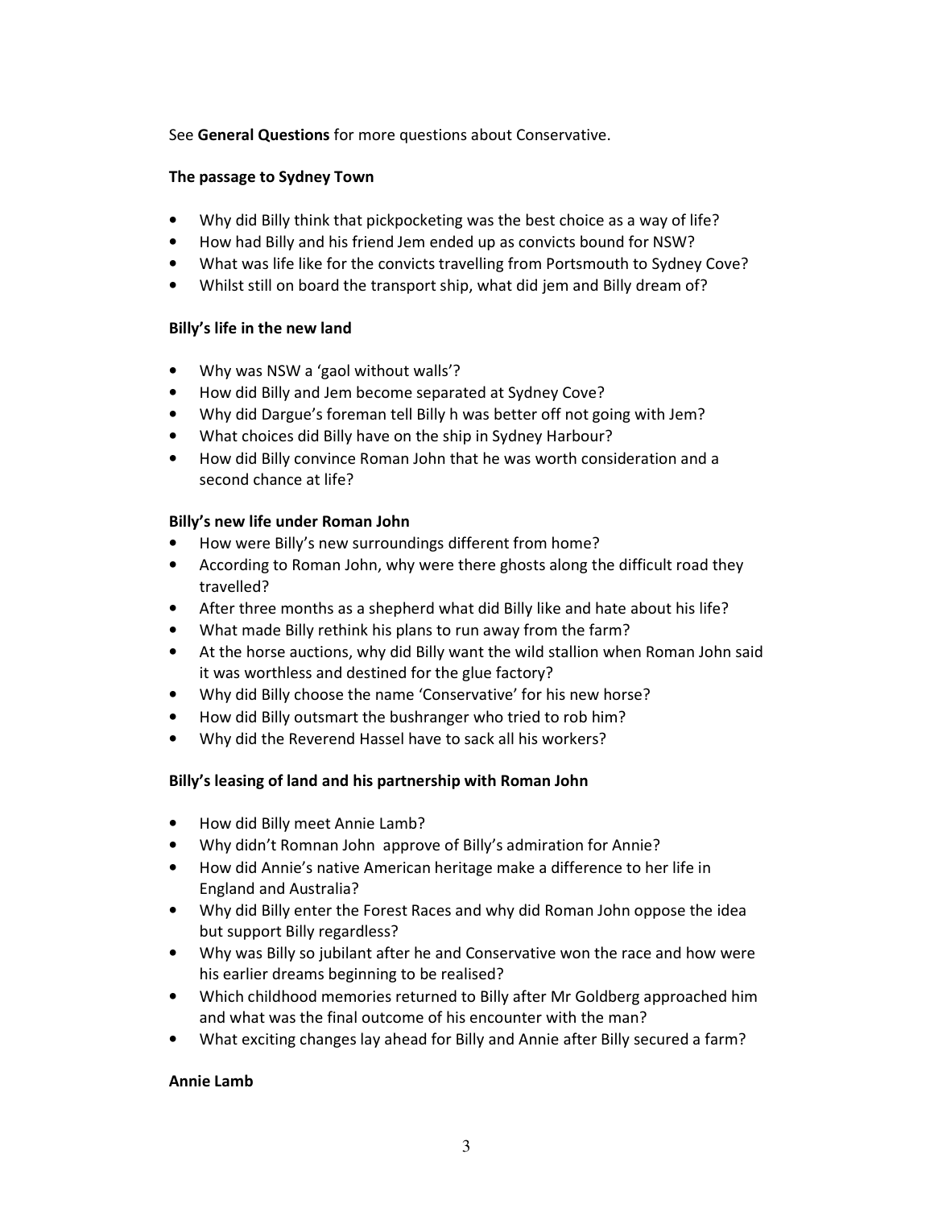See **General Questions** for more questions about Conservative.

**The passage to Sydney Town**

- Why did Billy think that pickpocketing was the best choice as a way of life?
- How had Billy and his friend Jem ended up as convicts bound for NSW?
- What was life like for the convicts travelling from Portsmouth to Sydney Cove?
- Whilst still on board the transport ship, what did jem and Billy dream of?

**Billy's life in the new land**

- Why was NSW a 'gaol without walls'?
- How did Billy and Jem become separated at Sydney Cove?
- Why did Dargue's foreman tell Billy h was better off not going with Jem?
- What choices did Billy have on the ship in Sydney Harbour?
- How did Billy convince Roman John that he was worth consideration and a second chance at life?

**Billy's new life under Roman John**

- How were Billy's new surroundings different from home?
- According to Roman John, why were there ghosts along the difficult road they travelled?
- After three months as a shepherd what did Billy like and hate about his life?
- What made Billy rethink his plans to run away from the farm?
- At the horse auctions, why did Billy want the wild stallion when Roman John said it was worthless and destined for the glue factory?
- Why did Billy choose the name 'Conservative' for his new horse?
- How did Billy outsmart the bushranger who tried to rob him?
- Why did the Reverend Hassel have to sack all his workers?

**Billy's leasing of land and his partnership with Roman John**

- How did Billy meet Annie Lamb?
- Why didn't Romnan John approve of Billy's admiration for Annie?
- How did Annie's native American heritage make a difference to her life in England and Australia?
- Why did Billy enter the Forest Races and why did Roman John oppose the idea but support Billy regardless?
- Why was Billy so jubilant after he and Conservative won the race and how were his earlier dreams beginning to be realised?
- Which childhood memories returned to Billy after Mr Goldberg approached him and what was the final outcome of his encounter with the man?
- What exciting changes lay ahead for Billy and Annie after Billy secured a farm?

**Annie Lamb**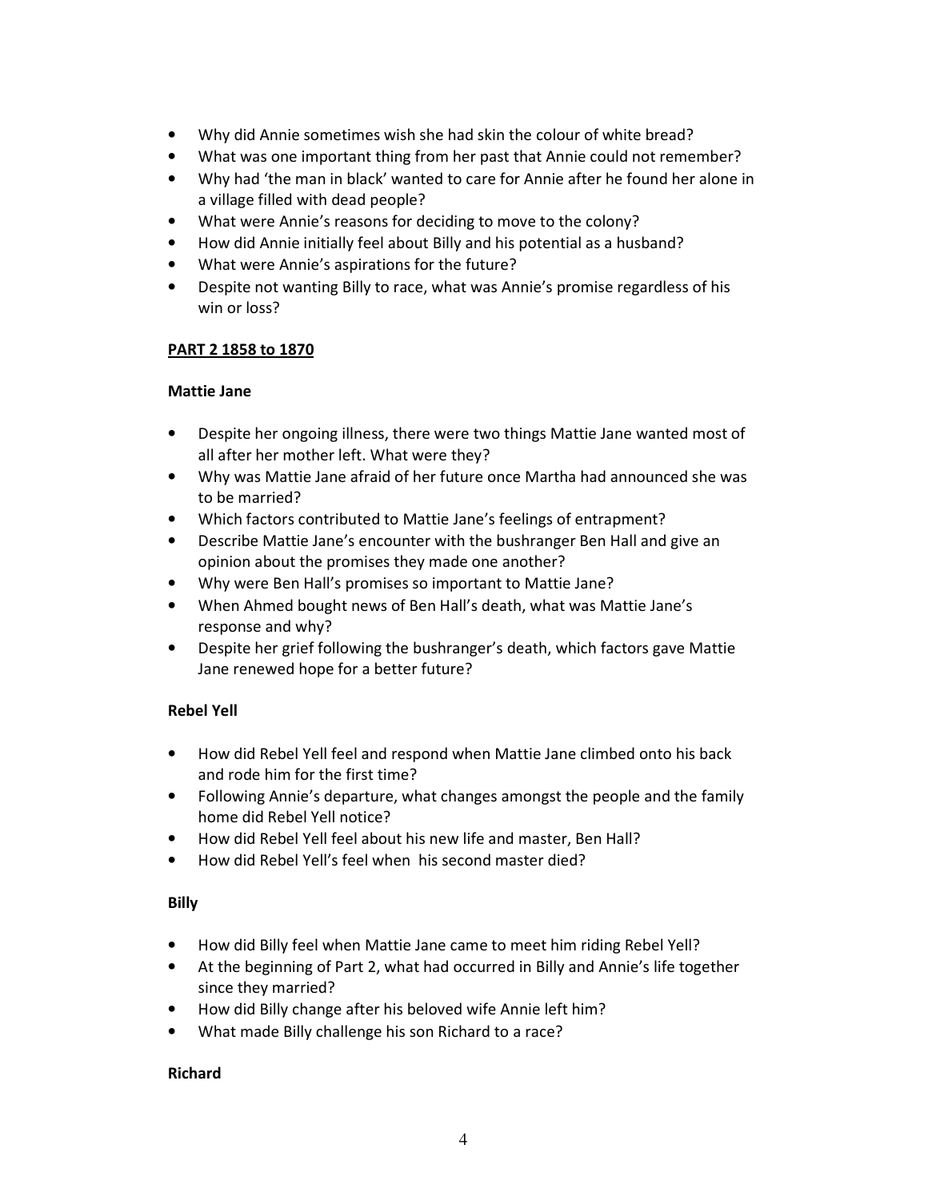- Why did Annie sometimes wish she had skin the colour of white bread?
- What was one important thing from her past that Annie could not remember?
- Why had 'the man in black' wanted to care for Annie after he found her alone in a village filled with dead people?
- What were Annie's reasons for deciding to move to the colony?
- How did Annie initially feel about Billy and his potential as a husband?
- What were Annie's aspirations for the future?
- Despite not wanting Billy to race, what was Annie's promise regardless of his win or loss?

## PART 2 1858 to 1870

### Mattie Jane

- Despite her ongoing illness, there were two things Mattie Jane wanted most of all after her mother left. What were they?
- Why was Mattie Jane afraid of her future once Martha had announced she was to be married?
- Which factors contributed to Mattie Jane's feelings of entrapment?
- Describe Mattie Jane's encounter with the bushranger Ben Hall and give an opinion about the promises they made one another?
- Why were Ben Hall's promises so important to Mattie Jane?
- When Ahmed bought news of Ben Hall's death, what was Mattie Jane's response and why?
- Despite her grief following the bushranger's death, which factors gave Mattie Jane renewed hope for a better future?

### Rebel Yell

- How did Rebel Yell feel and respond when Mattie Jane climbed onto his back and rode him for the first time?
- Following Annie's departure, what changes amongst the people and the family home did Rebel Yell notice?
- How did Rebel Yell feel about his new life and master, Ben Hall?
- How did Rebel Yell's feel when his second master died?

### Billy

- How did Billy feel when Mattie Jane came to meet him riding Rebel Yell?
- At the beginning of Part 2, what had occurred in Billy and Annie's life together since they married?
- How did Billy change after his beloved wife Annie left him?
- What made Billy challenge his son Richard to a race?

### Richard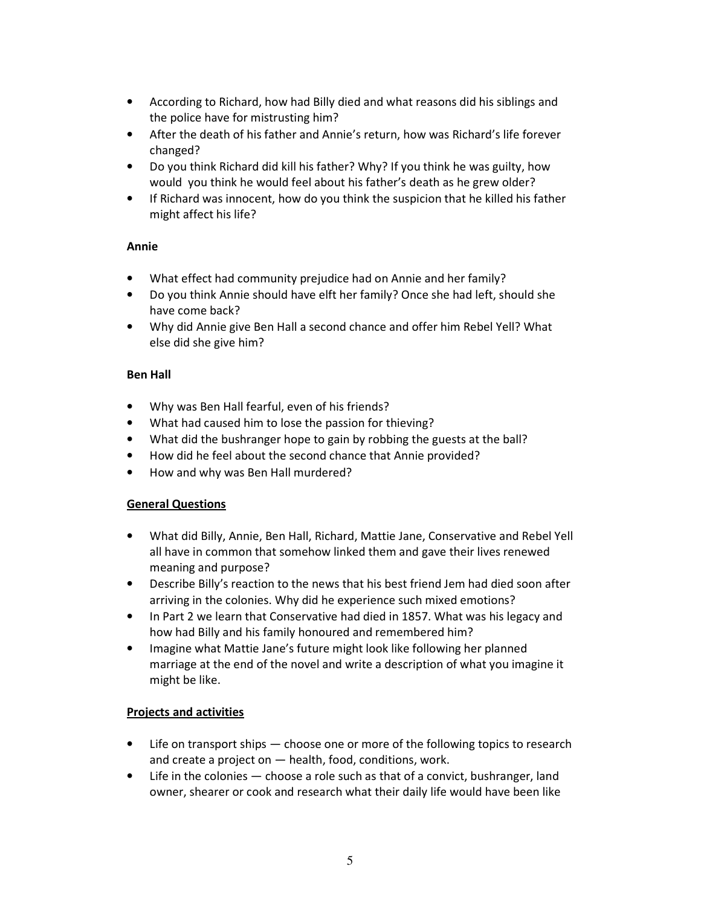- According to Richard, how had Billy died and what reasons did his siblings and the police have for mistrusting him?
- After the death of his father and Annie's return, how was Richard's life forever changed?
- Do you think Richard did kill his father? Why? If you think he was guilty, how would  you think he would feel about his father's death as he grew older?
- If Richard was innocent, how do you think the suspicion that he killed his father might affect his life?

**Annie**

- What effect had community prejudice had on Annie and her family?
- Do you think Annie should have elft her family? Once she had left, should she have come back?
- Why did Annie give Ben Hall a second chance and offer him Rebel Yell? What else did she give him?

**Ben Hall**

- Why was Ben Hall fearful, even of his friends?
- What had caused him to lose the passion for thieving?
- What did the bushranger hope to gain by robbing the guests at the ball?
- How did he feel about the second chance that Annie provided?
- How and why was Ben Hall murdered?

**General Questions**

- What did Billy, Annie, Ben Hall, Richard, Mattie Jane, Conservative and Rebel Yell all have in common that somehow linked them and gave their lives renewed meaning and purpose?
- Describe Billy's reaction to the news that his best friend Jem had died soon after arriving in the colonies. Why did he experience such mixed emotions?
- In Part 2 we learn that Conservative had died in 1857. What was his legacy and how had Billy and his family honoured and remembered him?
- Imagine what Mattie Jane's future might look like following her planned marriage at the end of the novel and write a description of what you imagine it might be like.

**Projects and activities**

- Life on transport ships — choose one or more of the following topics to research and create a project on — health, food, conditions, work.
- Life in the colonies — choose a role such as that of a convict, bushranger, land owner, shearer or cook and research what their daily life would have been like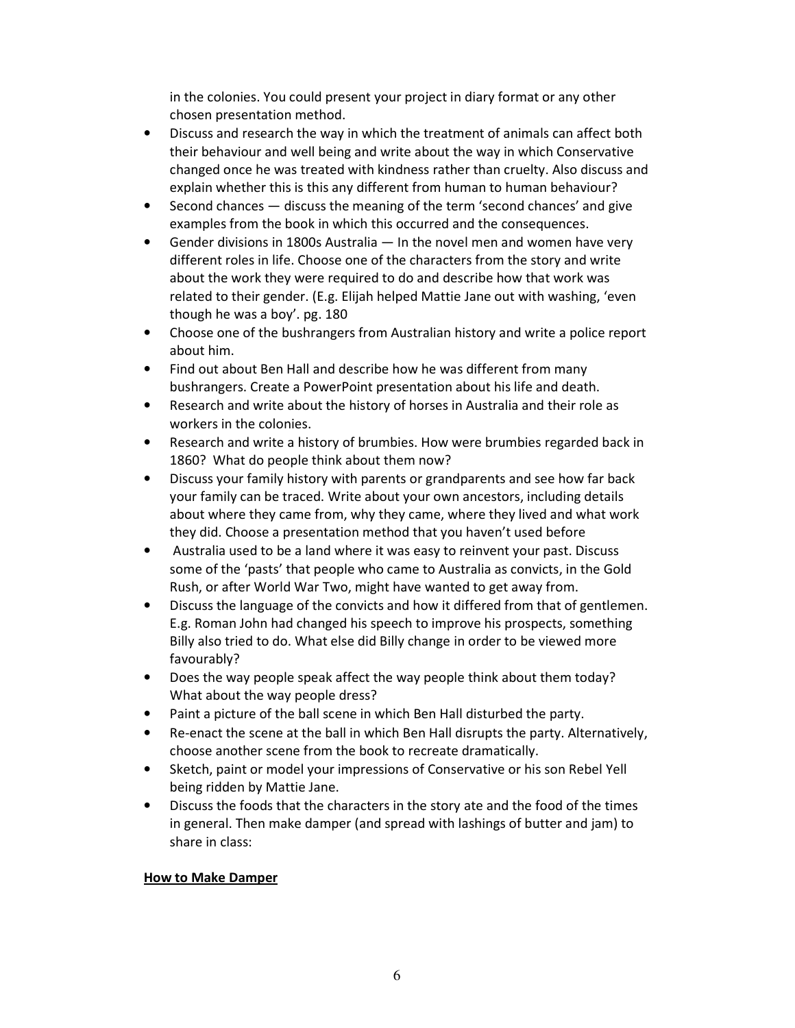in the colonies. You could present your project in diary format or any other chosen presentation method.

- Discuss and research the way in which the treatment of animals can affect both their behaviour and well being and write about the way in which Conservative changed once he was treated with kindness rather than cruelty. Also discuss and explain whether this is this any different from human to human behaviour?
- Second chances — discuss the meaning of the term 'second chances' and give examples from the book in which this occurred and the consequences.
- Gender divisions in 1800s Australia — In the novel men and women have very different roles in life. Choose one of the characters from the story and write about the work they were required to do and describe how that work was related to their gender. (E.g. Elijah helped Mattie Jane out with washing, 'even though he was a boy'. pg. 180
- Choose one of the bushrangers from Australian history and write a police report about him.
- Find out about Ben Hall and describe how he was different from many bushrangers. Create a PowerPoint presentation about his life and death.
- Research and write about the history of horses in Australia and their role as workers in the colonies.
- Research and write a history of brumbies. How were brumbies regarded back in 1860? What do people think about them now?
- Discuss your family history with parents or grandparents and see how far back your family can be traced. Write about your own ancestors, including details about where they came from, why they came, where they lived and what work they did. Choose a presentation method that you haven't used before
- Australia used to be a land where it was easy to reinvent your past. Discuss some of the 'pasts' that people who came to Australia as convicts, in the Gold Rush, or after World War Two, might have wanted to get away from.
- Discuss the language of the convicts and how it differed from that of gentlemen. E.g. Roman John had changed his speech to improve his prospects, something Billy also tried to do. What else did Billy change in order to be viewed more favourably?
- Does the way people speak affect the way people think about them today? What about the way people dress?
- Paint a picture of the ball scene in which Ben Hall disturbed the party.
- Re-enact the scene at the ball in which Ben Hall disrupts the party. Alternatively, choose another scene from the book to recreate dramatically.
- Sketch, paint or model your impressions of Conservative or his son Rebel Yell being ridden by Mattie Jane.
- Discuss the foods that the characters in the story ate and the food of the times in general. Then make damper (and spread with lashings of butter and jam) to share in class:

**<u>How to Make Damper</u>**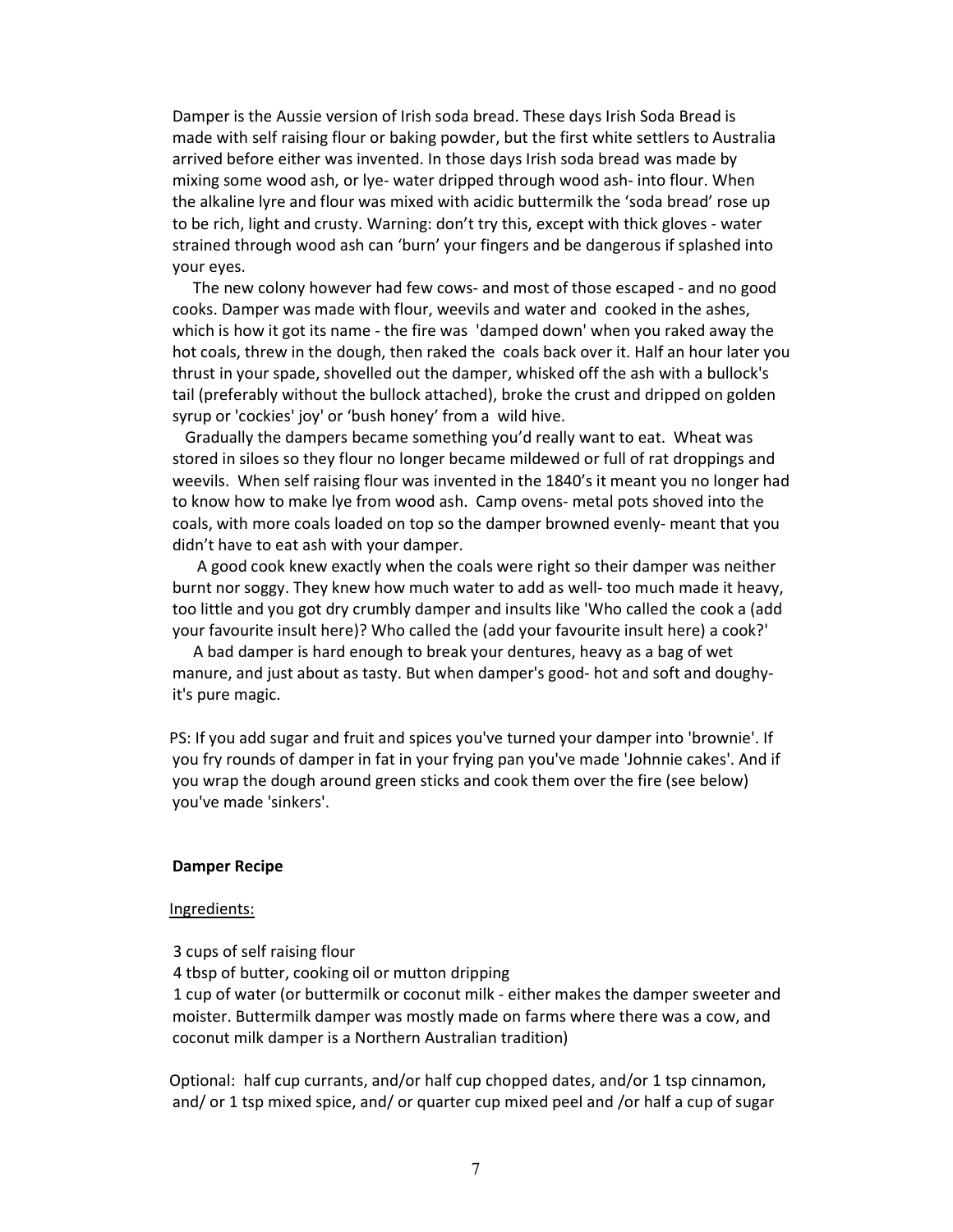Damper is the Aussie version of Irish soda bread. These days Irish Soda Bread is made with self raising flour or baking powder, but the first white settlers to Australia arrived before either was invented. In those days Irish soda bread was made by mixing some wood ash, or lye- water dripped through wood ash- into flour. When the alkaline lyre and flour was mixed with acidic buttermilk the 'soda bread' rose up to be rich, light and crusty. Warning: don't try this, except with thick gloves - water strained through wood ash can 'burn' your fingers and be dangerous if splashed into your eyes.

The new colony however had few cows- and most of those escaped - and no good cooks. Damper was made with flour, weevils and water and cooked in the ashes, which is how it got its name - the fire was 'damped down' when you raked away the hot coals, threw in the dough, then raked the coals back over it. Half an hour later you thrust in your spade, shovelled out the damper, whisked off the ash with a bullock's tail (preferably without the bullock attached), broke the crust and dripped on golden syrup or 'cockies' joy' or 'bush honey' from a wild hive.

Gradually the dampers became something you'd really want to eat. Wheat was stored in siloes so they flour no longer became mildewed or full of rat droppings and weevils. When self raising flour was invented in the 1840's it meant you no longer had to know how to make lye from wood ash. Camp ovens- metal pots shoved into the coals, with more coals loaded on top so the damper browned evenly- meant that you didn't have to eat ash with your damper.

A good cook knew exactly when the coals were right so their damper was neither burnt nor soggy. They knew how much water to add as well- too much made it heavy, too little and you got dry crumbly damper and insults like 'Who called the cook a (add your favourite insult here)? Who called the (add your favourite insult here) a cook?'

A bad damper is hard enough to break your dentures, heavy as a bag of wet manure, and just about as tasty. But when damper's good- hot and soft and doughy- it's pure magic.

PS: If you add sugar and fruit and spices you've turned your damper into 'brownie'. If you fry rounds of damper in fat in your frying pan you've made 'Johnnie cakes'. And if you wrap the dough around green sticks and cook them over the fire (see below) you've made 'sinkers'.

**Damper Recipe**

Ingredients:

3 cups of self raising flour

4 tbsp of butter, cooking oil or mutton dripping

1 cup of water (or buttermilk or coconut milk - either makes the damper sweeter and moister. Buttermilk damper was mostly made on farms where there was a cow, and coconut milk damper is a Northern Australian tradition)

Optional: half cup currants, and/or half cup chopped dates, and/or 1 tsp cinnamon, and/ or 1 tsp mixed spice, and/ or quarter cup mixed peel and /or half a cup of sugar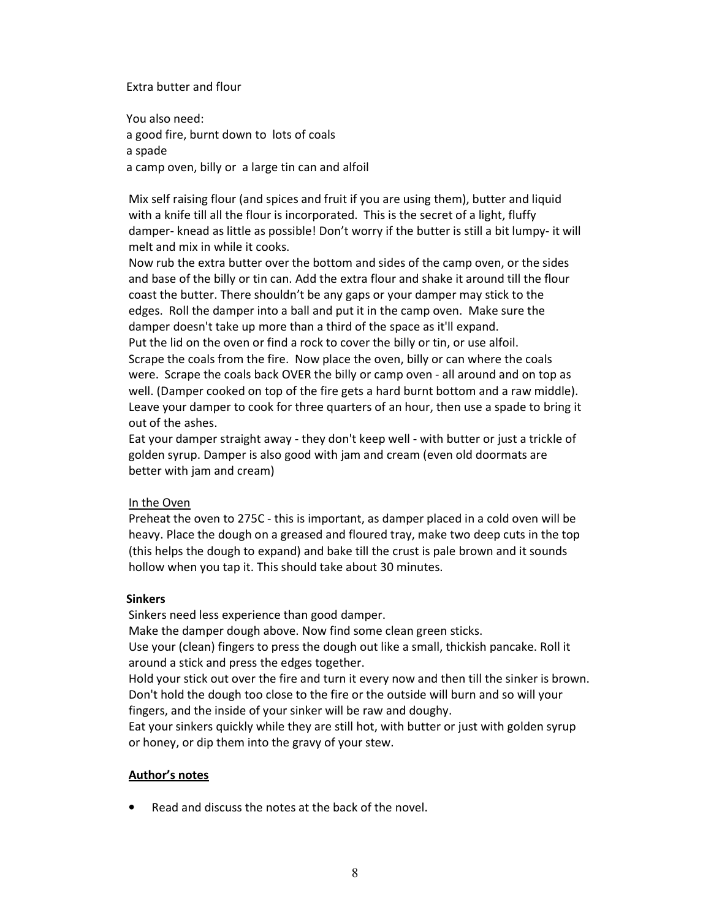Extra butter and flour

You also need:
a good fire, burnt down to lots of coals
a spade
a camp oven, billy or a large tin can and alfoil

Mix self raising flour (and spices and fruit if you are using them), butter and liquid with a knife till all the flour is incorporated. This is the secret of a light, fluffy damper- knead as little as possible! Don't worry if the butter is still a bit lumpy- it will melt and mix in while it cooks.
Now rub the extra butter over the bottom and sides of the camp oven, or the sides and base of the billy or tin can. Add the extra flour and shake it around till the flour coast the butter. There shouldn't be any gaps or your damper may stick to the edges. Roll the damper into a ball and put it in the camp oven. Make sure the damper doesn't take up more than a third of the space as it'll expand.
Put the lid on the oven or find a rock to cover the billy or tin, or use alfoil.
Scrape the coals from the fire. Now place the oven, billy or can where the coals were. Scrape the coals back OVER the billy or camp oven - all around and on top as well. (Damper cooked on top of the fire gets a hard burnt bottom and a raw middle).
Leave your damper to cook for three quarters of an hour, then use a spade to bring it out of the ashes.
Eat your damper straight away - they don't keep well - with butter or just a trickle of golden syrup. Damper is also good with jam and cream (even old doormats are better with jam and cream)

<u>In the Oven</u>
Preheat the oven to 275C - this is important, as damper placed in a cold oven will be heavy. Place the dough on a greased and floured tray, make two deep cuts in the top (this helps the dough to expand) and bake till the crust is pale brown and it sounds hollow when you tap it. This should take about 30 minutes.

**Sinkers**
Sinkers need less experience than good damper.
Make the damper dough above. Now find some clean green sticks.
Use your (clean) fingers to press the dough out like a small, thickish pancake. Roll it around a stick and press the edges together.
Hold your stick out over the fire and turn it every now and then till the sinker is brown. Don't hold the dough too close to the fire or the outside will burn and so will your fingers, and the inside of your sinker will be raw and doughy.
Eat your sinkers quickly while they are still hot, with butter or just with golden syrup or honey, or dip them into the gravy of your stew.

**<u>Author's notes</u>**

- Read and discuss the notes at the back of the novel.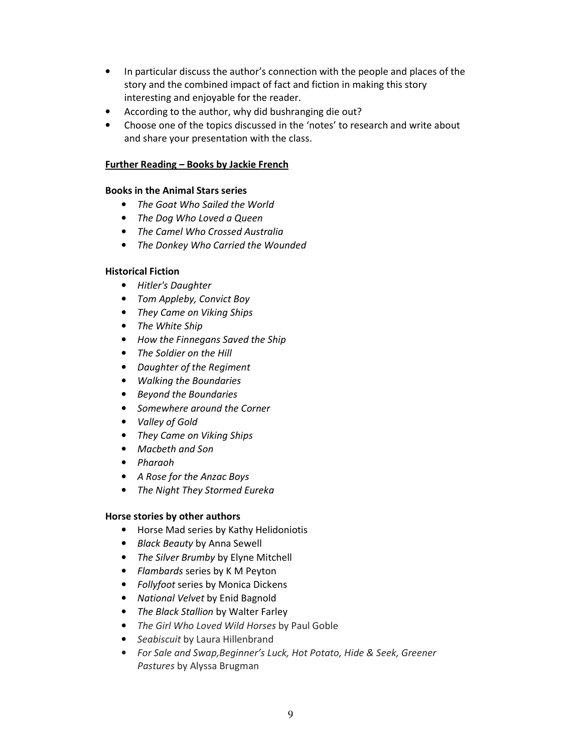- In particular discuss the author's connection with the people and places of the story and the combined impact of fact and fiction in making this story interesting and enjoyable for the reader.
- According to the author, why did bushranging die out?
- Choose one of the topics discussed in the 'notes' to research and write about and share your presentation with the class.

**<u>Further Reading – Books by Jackie French</u>**

**Books in the Animal Stars series**

- *The Goat Who Sailed the World*
- *The Dog Who Loved a Queen*
- *The Camel Who Crossed Australia*
- *The Donkey Who Carried the Wounded*

**Historical Fiction**

- *Hitler's Daughter*
- *Tom Appleby, Convict Boy*
- *They Came on Viking Ships*
- *The White Ship*
- *How the Finnegans Saved the Ship*
- *The Soldier on the Hill*
- *Daughter of the Regiment*
- *Walking the Boundaries*
- *Beyond the Boundaries*
- *Somewhere around the Corner*
- *Valley of Gold*
- *They Came on Viking Ships*
- *Macbeth and Son*
- *Pharaoh*
- *A Rose for the Anzac Boys*
- *The Night They Stormed Eureka*

**Horse stories by other authors**

- Horse Mad series by Kathy Helidoniotis
- *Black Beauty* by Anna Sewell
- *The Silver Brumby* by Elyne Mitchell
- *Flambards* series by K M Peyton
- *Follyfoot* series by Monica Dickens
- *National Velvet* by Enid Bagnold
- *The Black Stallion* by Walter Farley
- *The Girl Who Loved Wild Horses* by Paul Goble
- *Seabiscuit* by Laura Hillenbrand
- *For Sale and Swap,Beginner's Luck, Hot Potato, Hide & Seek, Greener Pastures* by Alyssa Brugman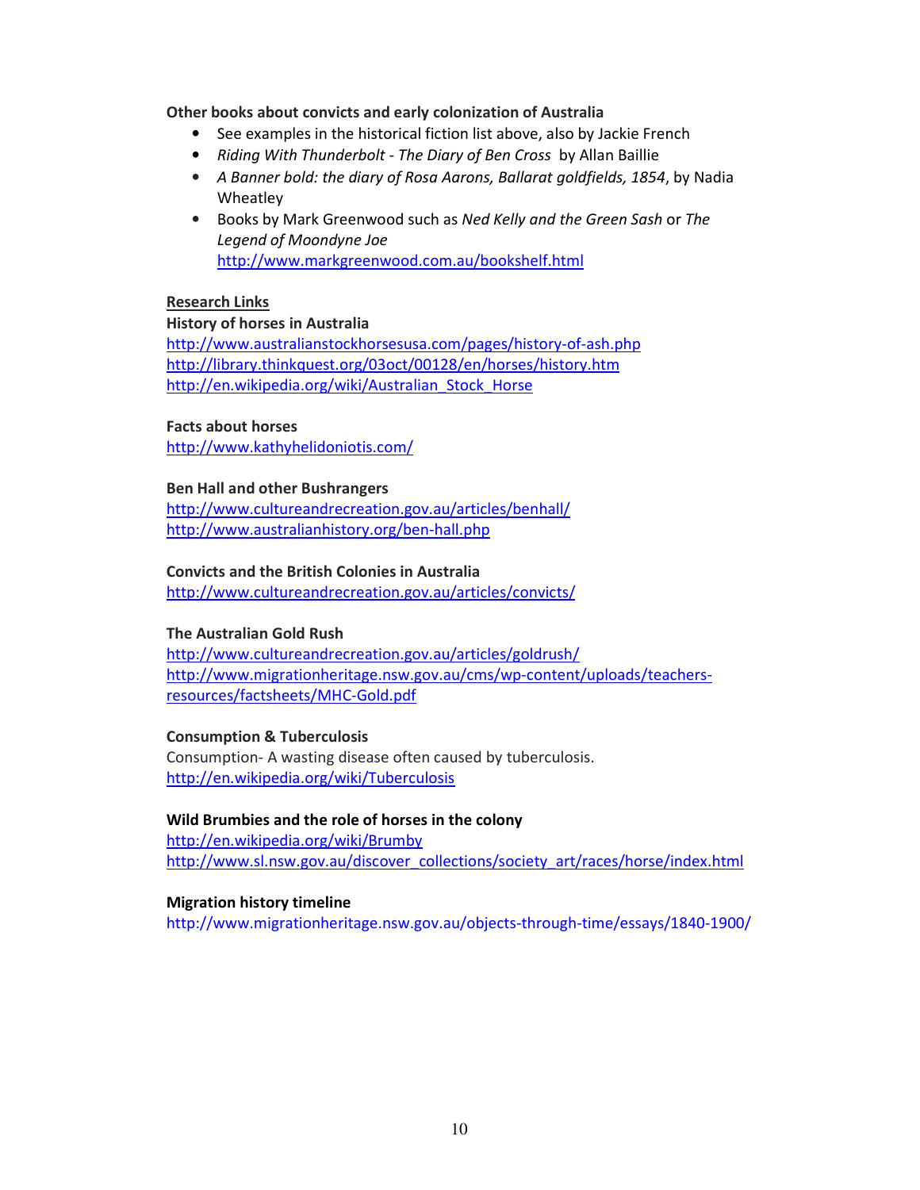**Other books about convicts and early colonization of Australia**

- See examples in the historical fiction list above, also by Jackie French
- *Riding With Thunderbolt - The Diary of Ben Cross* by Allan Baillie
- *A Banner bold: the diary of Rosa Aarons, Ballarat goldfields, 1854*, by Nadia Wheatley
- Books by Mark Greenwood such as *Ned Kelly and the Green Sash* or *The Legend of Moondyne Joe* http://www.markgreenwood.com.au/bookshelf.html

**Research Links**

**History of horses in Australia**
http://www.australianstockhorsesusa.com/pages/history-of-ash.php
http://library.thinkquest.org/03oct/00128/en/horses/history.htm
http://en.wikipedia.org/wiki/Australian_Stock_Horse

**Facts about horses**
http://www.kathyhelidoniotis.com/

**Ben Hall and other Bushrangers**
http://www.cultureandrecreation.gov.au/articles/benhall/
http://www.australianhistory.org/ben-hall.php

**Convicts and the British Colonies in Australia**
http://www.cultureandrecreation.gov.au/articles/convicts/

**The Australian Gold Rush**
http://www.cultureandrecreation.gov.au/articles/goldrush/
http://www.migrationheritage.nsw.gov.au/cms/wp-content/uploads/teachers-resources/factsheets/MHC-Gold.pdf

**Consumption & Tuberculosis**
Consumption- A wasting disease often caused by tuberculosis.
http://en.wikipedia.org/wiki/Tuberculosis

**Wild Brumbies and the role of horses in the colony**
http://en.wikipedia.org/wiki/Brumby
http://www.sl.nsw.gov.au/discover_collections/society_art/races/horse/index.html

**Migration history timeline**
http://www.migrationheritage.nsw.gov.au/objects-through-time/essays/1840-1900/